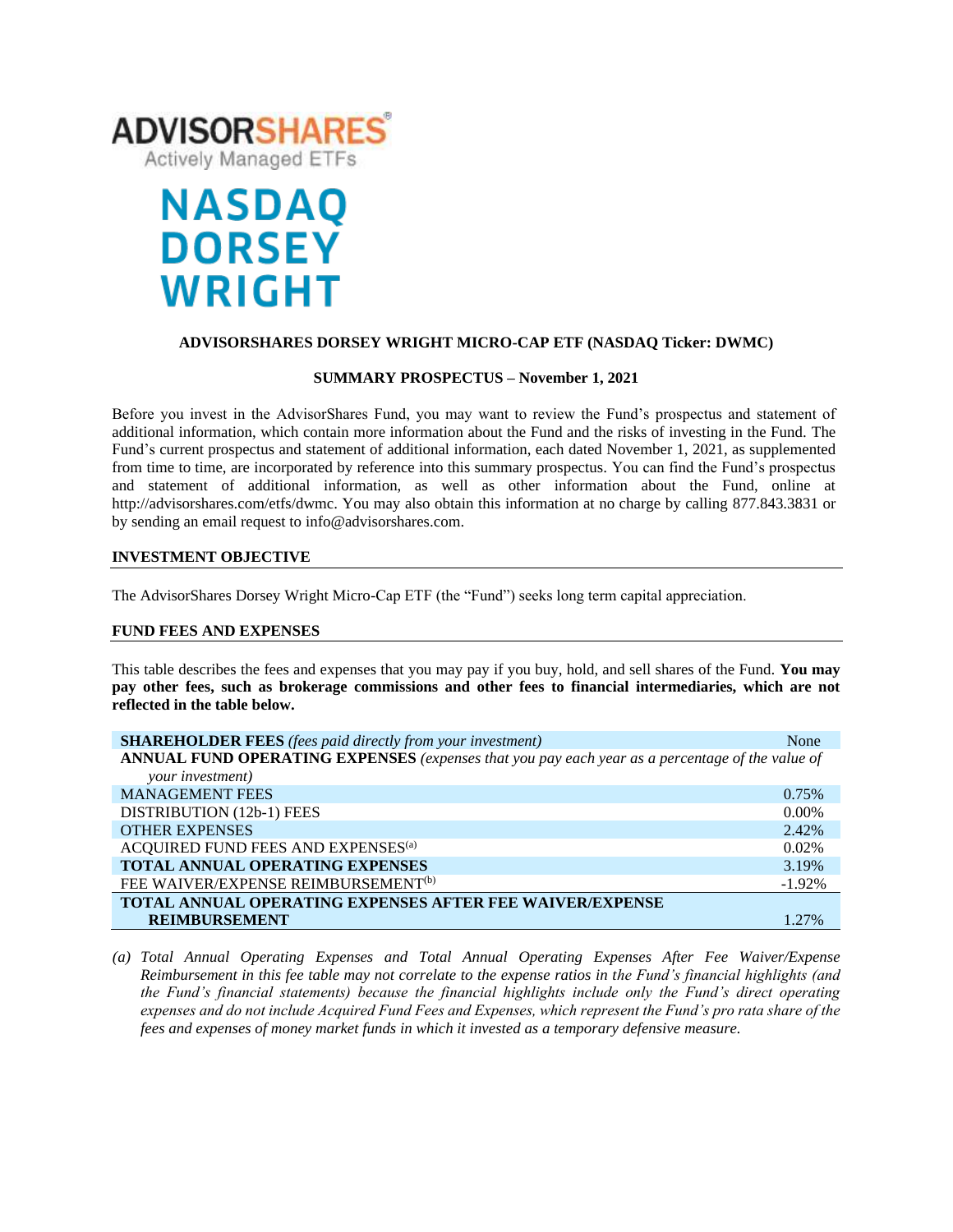ADVISORSHARES
Actively Managed ETFs

NASDAQ DORSEY WRIGHT

**ADVISORSHARES DORSEY WRIGHT MICRO-CAP ETF (NASDAQ Ticker: DWMC)**

**SUMMARY PROSPECTUS – November 1, 2021**

Before you invest in the AdvisorShares Fund, you may want to review the Fund's prospectus and statement of additional information, which contain more information about the Fund and the risks of investing in the Fund. The Fund's current prospectus and statement of additional information, each dated November 1, 2021, as supplemented from time to time, are incorporated by reference into this summary prospectus. You can find the Fund's prospectus and statement of additional information, as well as other information about the Fund, online at http://advisorshares.com/etfs/dwmc. You may also obtain this information at no charge by calling 877.843.3831 or by sending an email request to info@advisorshares.com.

## INVESTMENT OBJECTIVE

The AdvisorShares Dorsey Wright Micro-Cap ETF (the "Fund") seeks long term capital appreciation.

## FUND FEES AND EXPENSES

This table describes the fees and expenses that you may pay if you buy, hold, and sell shares of the Fund. **You may pay other fees, such as brokerage commissions and other fees to financial intermediaries, which are not reflected in the table below.**

| | |
|---|---|
| **SHAREHOLDER FEES** *(fees paid directly from your investment)* | None |
| **ANNUAL FUND OPERATING EXPENSES** *(expenses that you pay each year as a percentage of the value of your investment)* | |
| MANAGEMENT FEES | 0.75% |
| DISTRIBUTION (12b-1) FEES | 0.00% |
| OTHER EXPENSES | 2.42% |
| ACQUIRED FUND FEES AND EXPENSES[(a)] | 0.02% |
| **TOTAL ANNUAL OPERATING EXPENSES** | 3.19% |
| FEE WAIVER/EXPENSE REIMBURSEMENT[(b)] | -1.92% |
| **TOTAL ANNUAL OPERATING EXPENSES AFTER FEE WAIVER/EXPENSE REIMBURSEMENT** | 1.27% |

*(a) Total Annual Operating Expenses and Total Annual Operating Expenses After Fee Waiver/Expense Reimbursement in this fee table may not correlate to the expense ratios in the Fund's financial highlights (and the Fund's financial statements) because the financial highlights include only the Fund's direct operating expenses and do not include Acquired Fund Fees and Expenses, which represent the Fund's pro rata share of the fees and expenses of money market funds in which it invested as a temporary defensive measure.*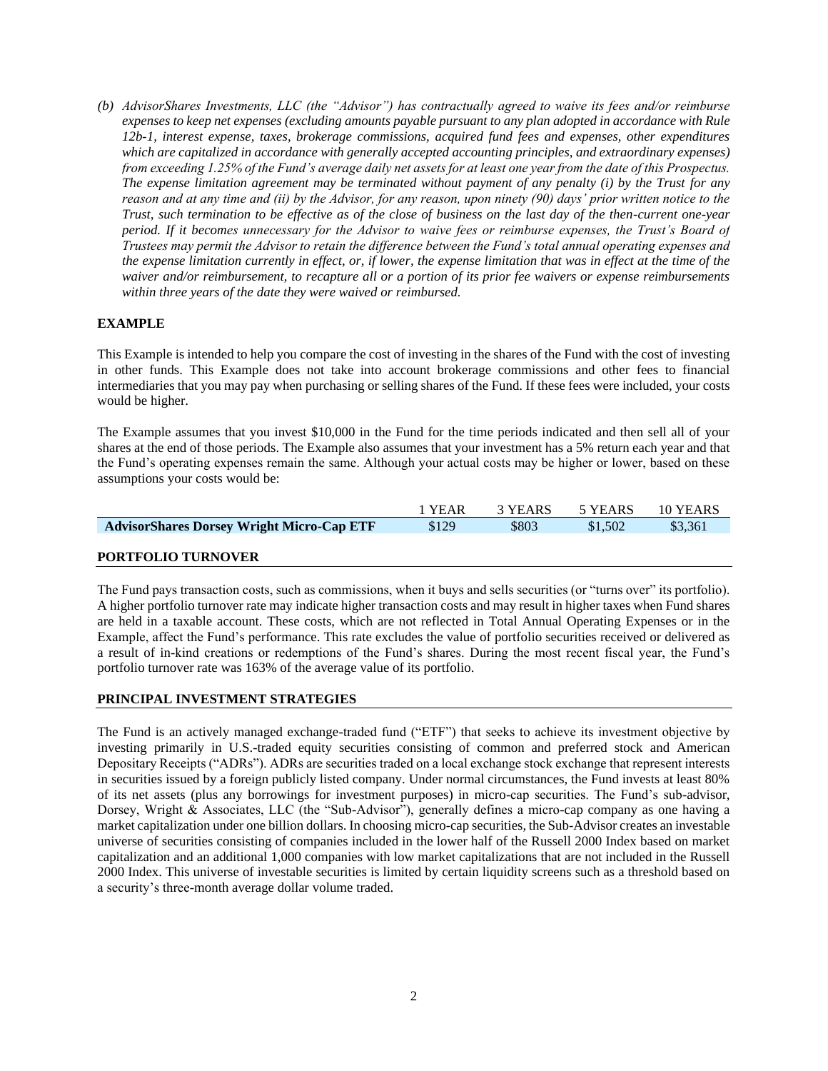*(b) AdvisorShares Investments, LLC (the "Advisor") has contractually agreed to waive its fees and/or reimburse expenses to keep net expenses (excluding amounts payable pursuant to any plan adopted in accordance with Rule 12b-1, interest expense, taxes, brokerage commissions, acquired fund fees and expenses, other expenditures which are capitalized in accordance with generally accepted accounting principles, and extraordinary expenses) from exceeding 1.25% of the Fund's average daily net assets for at least one year from the date of this Prospectus. The expense limitation agreement may be terminated without payment of any penalty (i) by the Trust for any reason and at any time and (ii) by the Advisor, for any reason, upon ninety (90) days' prior written notice to the Trust, such termination to be effective as of the close of business on the last day of the then-current one-year period. If it becomes unnecessary for the Advisor to waive fees or reimburse expenses, the Trust's Board of Trustees may permit the Advisor to retain the difference between the Fund's total annual operating expenses and the expense limitation currently in effect, or, if lower, the expense limitation that was in effect at the time of the waiver and/or reimbursement, to recapture all or a portion of its prior fee waivers or expense reimbursements within three years of the date they were waived or reimbursed.*

**EXAMPLE**

This Example is intended to help you compare the cost of investing in the shares of the Fund with the cost of investing in other funds. This Example does not take into account brokerage commissions and other fees to financial intermediaries that you may pay when purchasing or selling shares of the Fund. If these fees were included, your costs would be higher.

The Example assumes that you invest $10,000 in the Fund for the time periods indicated and then sell all of your shares at the end of those periods. The Example also assumes that your investment has a 5% return each year and that the Fund's operating expenses remain the same. Although your actual costs may be higher or lower, based on these assumptions your costs would be:

| | 1 YEAR | 3 YEARS | 5 YEARS | 10 YEARS |
|---|---|---|---|---|
| **AdvisorShares Dorsey Wright Micro-Cap ETF** | $129 | $803 | $1,502 | $3,361 |

**PORTFOLIO TURNOVER**

The Fund pays transaction costs, such as commissions, when it buys and sells securities (or "turns over" its portfolio). A higher portfolio turnover rate may indicate higher transaction costs and may result in higher taxes when Fund shares are held in a taxable account. These costs, which are not reflected in Total Annual Operating Expenses or in the Example, affect the Fund's performance. This rate excludes the value of portfolio securities received or delivered as a result of in-kind creations or redemptions of the Fund's shares. During the most recent fiscal year, the Fund's portfolio turnover rate was 163% of the average value of its portfolio.

**PRINCIPAL INVESTMENT STRATEGIES**

The Fund is an actively managed exchange-traded fund ("ETF") that seeks to achieve its investment objective by investing primarily in U.S.-traded equity securities consisting of common and preferred stock and American Depositary Receipts ("ADRs"). ADRs are securities traded on a local exchange stock exchange that represent interests in securities issued by a foreign publicly listed company. Under normal circumstances, the Fund invests at least 80% of its net assets (plus any borrowings for investment purposes) in micro-cap securities. The Fund's sub-advisor, Dorsey, Wright & Associates, LLC (the "Sub-Advisor"), generally defines a micro-cap company as one having a market capitalization under one billion dollars. In choosing micro-cap securities, the Sub-Advisor creates an investable universe of securities consisting of companies included in the lower half of the Russell 2000 Index based on market capitalization and an additional 1,000 companies with low market capitalizations that are not included in the Russell 2000 Index. This universe of investable securities is limited by certain liquidity screens such as a threshold based on a security's three-month average dollar volume traded.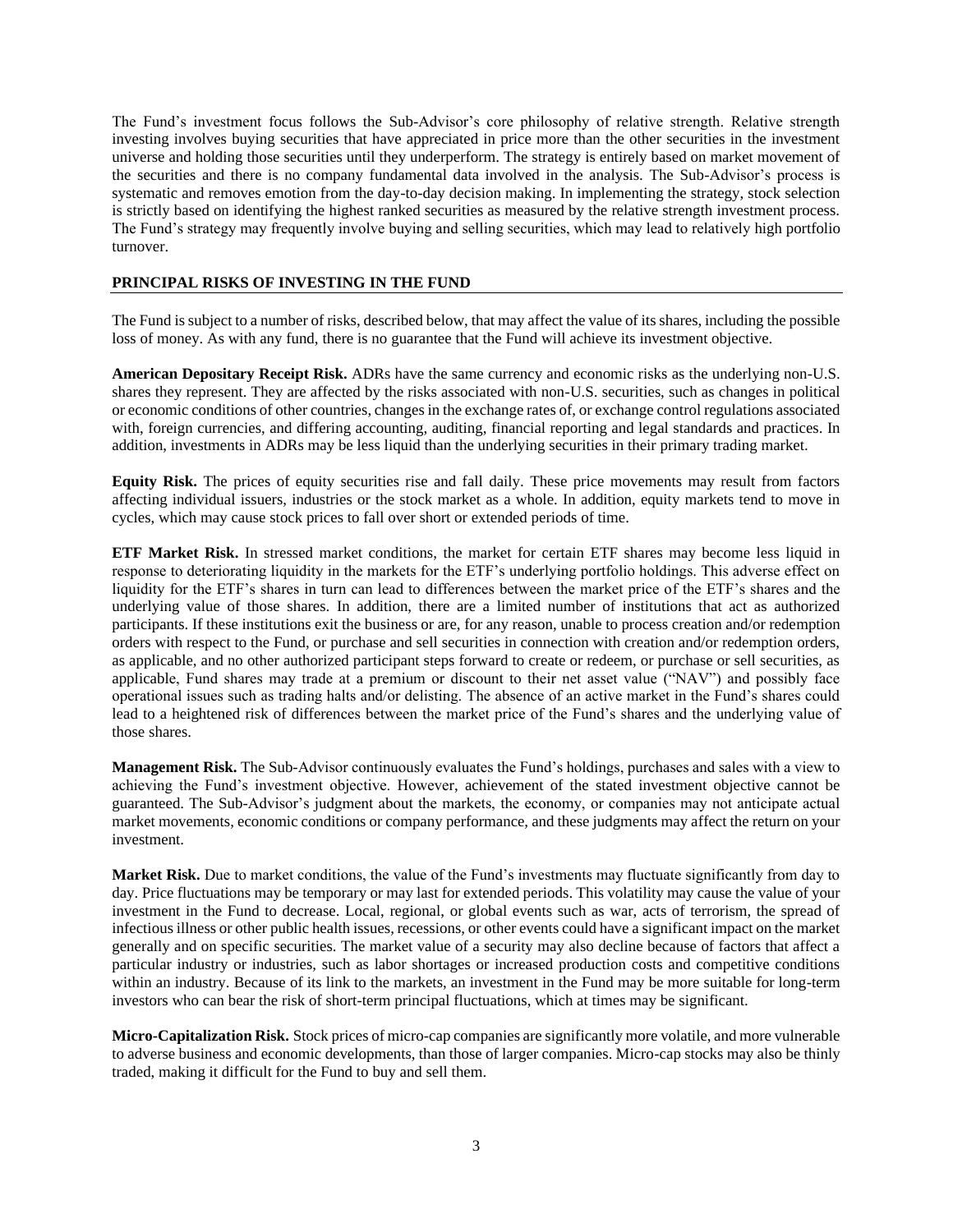The Fund's investment focus follows the Sub-Advisor's core philosophy of relative strength. Relative strength investing involves buying securities that have appreciated in price more than the other securities in the investment universe and holding those securities until they underperform. The strategy is entirely based on market movement of the securities and there is no company fundamental data involved in the analysis. The Sub-Advisor's process is systematic and removes emotion from the day-to-day decision making. In implementing the strategy, stock selection is strictly based on identifying the highest ranked securities as measured by the relative strength investment process. The Fund's strategy may frequently involve buying and selling securities, which may lead to relatively high portfolio turnover.

## PRINCIPAL RISKS OF INVESTING IN THE FUND

The Fund is subject to a number of risks, described below, that may affect the value of its shares, including the possible loss of money. As with any fund, there is no guarantee that the Fund will achieve its investment objective.

**American Depositary Receipt Risk.** ADRs have the same currency and economic risks as the underlying non-U.S. shares they represent. They are affected by the risks associated with non-U.S. securities, such as changes in political or economic conditions of other countries, changes in the exchange rates of, or exchange control regulations associated with, foreign currencies, and differing accounting, auditing, financial reporting and legal standards and practices. In addition, investments in ADRs may be less liquid than the underlying securities in their primary trading market.

**Equity Risk.** The prices of equity securities rise and fall daily. These price movements may result from factors affecting individual issuers, industries or the stock market as a whole. In addition, equity markets tend to move in cycles, which may cause stock prices to fall over short or extended periods of time.

**ETF Market Risk.** In stressed market conditions, the market for certain ETF shares may become less liquid in response to deteriorating liquidity in the markets for the ETF's underlying portfolio holdings. This adverse effect on liquidity for the ETF's shares in turn can lead to differences between the market price of the ETF's shares and the underlying value of those shares. In addition, there are a limited number of institutions that act as authorized participants. If these institutions exit the business or are, for any reason, unable to process creation and/or redemption orders with respect to the Fund, or purchase and sell securities in connection with creation and/or redemption orders, as applicable, and no other authorized participant steps forward to create or redeem, or purchase or sell securities, as applicable, Fund shares may trade at a premium or discount to their net asset value ("NAV") and possibly face operational issues such as trading halts and/or delisting. The absence of an active market in the Fund's shares could lead to a heightened risk of differences between the market price of the Fund's shares and the underlying value of those shares.

**Management Risk.** The Sub-Advisor continuously evaluates the Fund's holdings, purchases and sales with a view to achieving the Fund's investment objective. However, achievement of the stated investment objective cannot be guaranteed. The Sub-Advisor's judgment about the markets, the economy, or companies may not anticipate actual market movements, economic conditions or company performance, and these judgments may affect the return on your investment.

**Market Risk.** Due to market conditions, the value of the Fund's investments may fluctuate significantly from day to day. Price fluctuations may be temporary or may last for extended periods. This volatility may cause the value of your investment in the Fund to decrease. Local, regional, or global events such as war, acts of terrorism, the spread of infectious illness or other public health issues, recessions, or other events could have a significant impact on the market generally and on specific securities. The market value of a security may also decline because of factors that affect a particular industry or industries, such as labor shortages or increased production costs and competitive conditions within an industry. Because of its link to the markets, an investment in the Fund may be more suitable for long-term investors who can bear the risk of short-term principal fluctuations, which at times may be significant.

**Micro-Capitalization Risk.** Stock prices of micro-cap companies are significantly more volatile, and more vulnerable to adverse business and economic developments, than those of larger companies. Micro-cap stocks may also be thinly traded, making it difficult for the Fund to buy and sell them.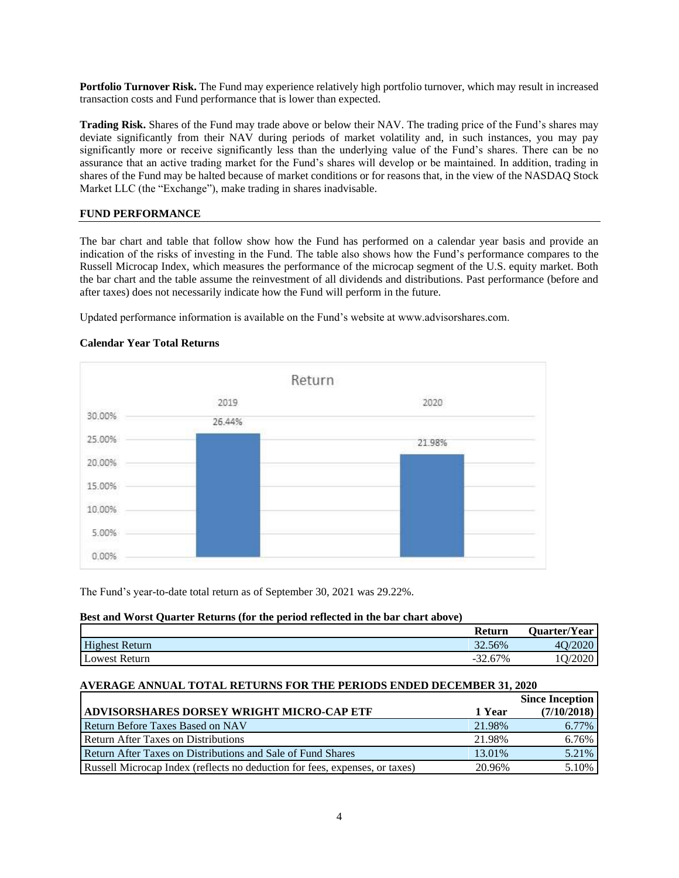**Portfolio Turnover Risk.** The Fund may experience relatively high portfolio turnover, which may result in increased transaction costs and Fund performance that is lower than expected.

**Trading Risk.** Shares of the Fund may trade above or below their NAV. The trading price of the Fund's shares may deviate significantly from their NAV during periods of market volatility and, in such instances, you may pay significantly more or receive significantly less than the underlying value of the Fund's shares. There can be no assurance that an active trading market for the Fund's shares will develop or be maintained. In addition, trading in shares of the Fund may be halted because of market conditions or for reasons that, in the view of the NASDAQ Stock Market LLC (the "Exchange"), make trading in shares inadvisable.

## FUND PERFORMANCE

The bar chart and table that follow show how the Fund has performed on a calendar year basis and provide an indication of the risks of investing in the Fund. The table also shows how the Fund's performance compares to the Russell Microcap Index, which measures the performance of the microcap segment of the U.S. equity market. Both the bar chart and the table assume the reinvestment of all dividends and distributions. Past performance (before and after taxes) does not necessarily indicate how the Fund will perform in the future.

Updated performance information is available on the Fund's website at www.advisorshares.com.

**Calendar Year Total Returns**

Return

2019
26.44%

2020
21.98%

30.00%
25.00%
20.00%
15.00%
10.00%
5.00%
0.00%

The Fund's year-to-date total return as of September 30, 2021 was 29.22%.

**Best and Worst Quarter Returns (for the period reflected in the bar chart above)**

| | Return | Quarter/Year |
|---|---|---|
| Highest Return | 32.56% | 4Q/2020 |
| Lowest Return | -32.67% | 1Q/2020 |

**AVERAGE ANNUAL TOTAL RETURNS FOR THE PERIODS ENDED DECEMBER 31, 2020**

| ADVISORSHARES DORSEY WRIGHT MICRO-CAP ETF | 1 Year | Since Inception (7/10/2018) |
|---|---|---|
| Return Before Taxes Based on NAV | 21.98% | 6.77% |
| Return After Taxes on Distributions | 21.98% | 6.76% |
| Return After Taxes on Distributions and Sale of Fund Shares | 13.01% | 5.21% |
| Russell Microcap Index (reflects no deduction for fees, expenses, or taxes) | 20.96% | 5.10% |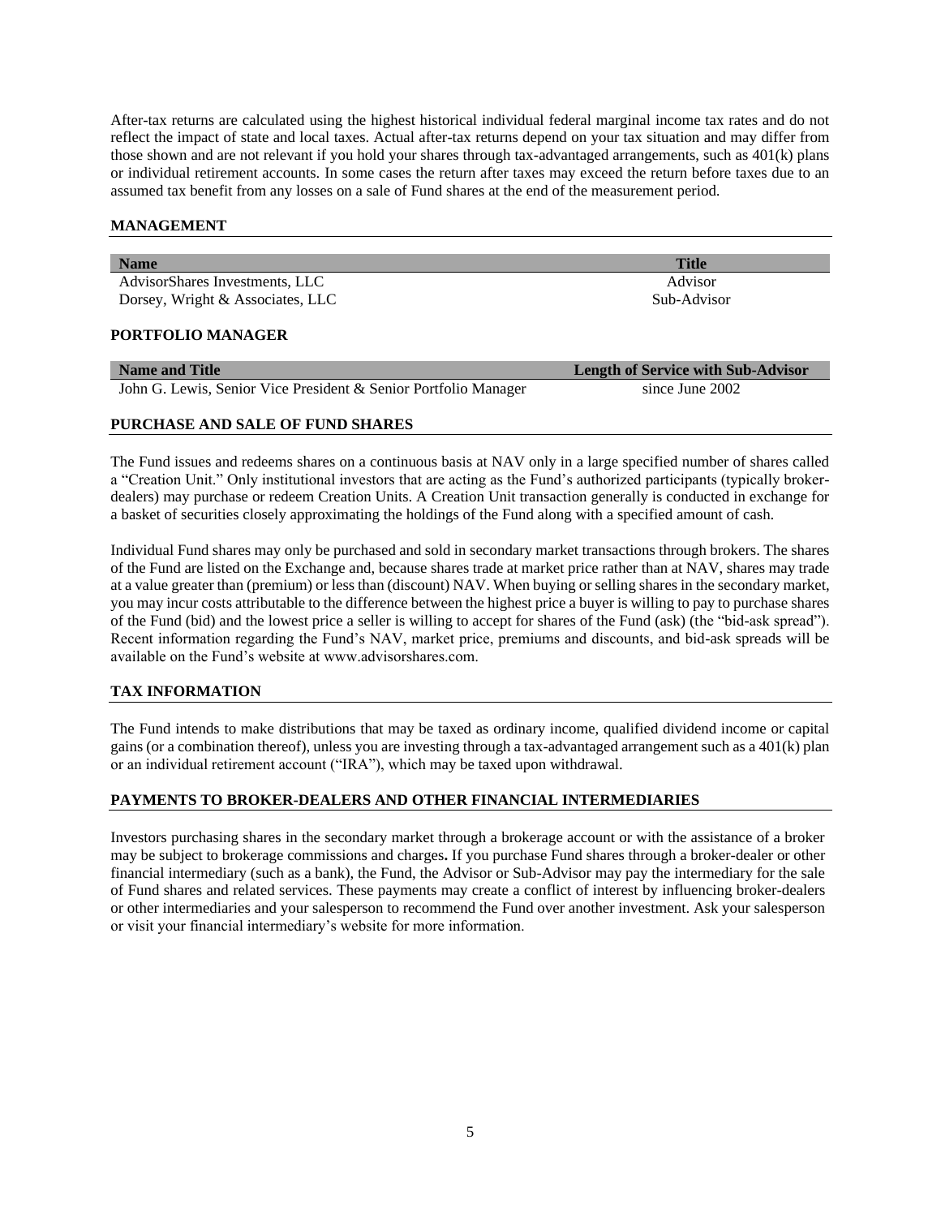After-tax returns are calculated using the highest historical individual federal marginal income tax rates and do not reflect the impact of state and local taxes. Actual after-tax returns depend on your tax situation and may differ from those shown and are not relevant if you hold your shares through tax-advantaged arrangements, such as 401(k) plans or individual retirement accounts. In some cases the return after taxes may exceed the return before taxes due to an assumed tax benefit from any losses on a sale of Fund shares at the end of the measurement period.

## MANAGEMENT

| Name | Title |
| --- | --- |
| AdvisorShares Investments, LLC | Advisor |
| Dorsey, Wright & Associates, LLC | Sub-Advisor |

## PORTFOLIO MANAGER

| Name and Title | Length of Service with Sub-Advisor |
| --- | --- |
| John G. Lewis, Senior Vice President & Senior Portfolio Manager | since June 2002 |

## PURCHASE AND SALE OF FUND SHARES

The Fund issues and redeems shares on a continuous basis at NAV only in a large specified number of shares called a "Creation Unit." Only institutional investors that are acting as the Fund's authorized participants (typically broker-dealers) may purchase or redeem Creation Units. A Creation Unit transaction generally is conducted in exchange for a basket of securities closely approximating the holdings of the Fund along with a specified amount of cash.

Individual Fund shares may only be purchased and sold in secondary market transactions through brokers. The shares of the Fund are listed on the Exchange and, because shares trade at market price rather than at NAV, shares may trade at a value greater than (premium) or less than (discount) NAV. When buying or selling shares in the secondary market, you may incur costs attributable to the difference between the highest price a buyer is willing to pay to purchase shares of the Fund (bid) and the lowest price a seller is willing to accept for shares of the Fund (ask) (the "bid-ask spread"). Recent information regarding the Fund's NAV, market price, premiums and discounts, and bid-ask spreads will be available on the Fund's website at www.advisorshares.com.

## TAX INFORMATION

The Fund intends to make distributions that may be taxed as ordinary income, qualified dividend income or capital gains (or a combination thereof), unless you are investing through a tax-advantaged arrangement such as a 401(k) plan or an individual retirement account ("IRA"), which may be taxed upon withdrawal.

## PAYMENTS TO BROKER-DEALERS AND OTHER FINANCIAL INTERMEDIARIES

Investors purchasing shares in the secondary market through a brokerage account or with the assistance of a broker may be subject to brokerage commissions and charges**.** If you purchase Fund shares through a broker-dealer or other financial intermediary (such as a bank), the Fund, the Advisor or Sub-Advisor may pay the intermediary for the sale of Fund shares and related services. These payments may create a conflict of interest by influencing broker-dealers or other intermediaries and your salesperson to recommend the Fund over another investment. Ask your salesperson or visit your financial intermediary's website for more information.